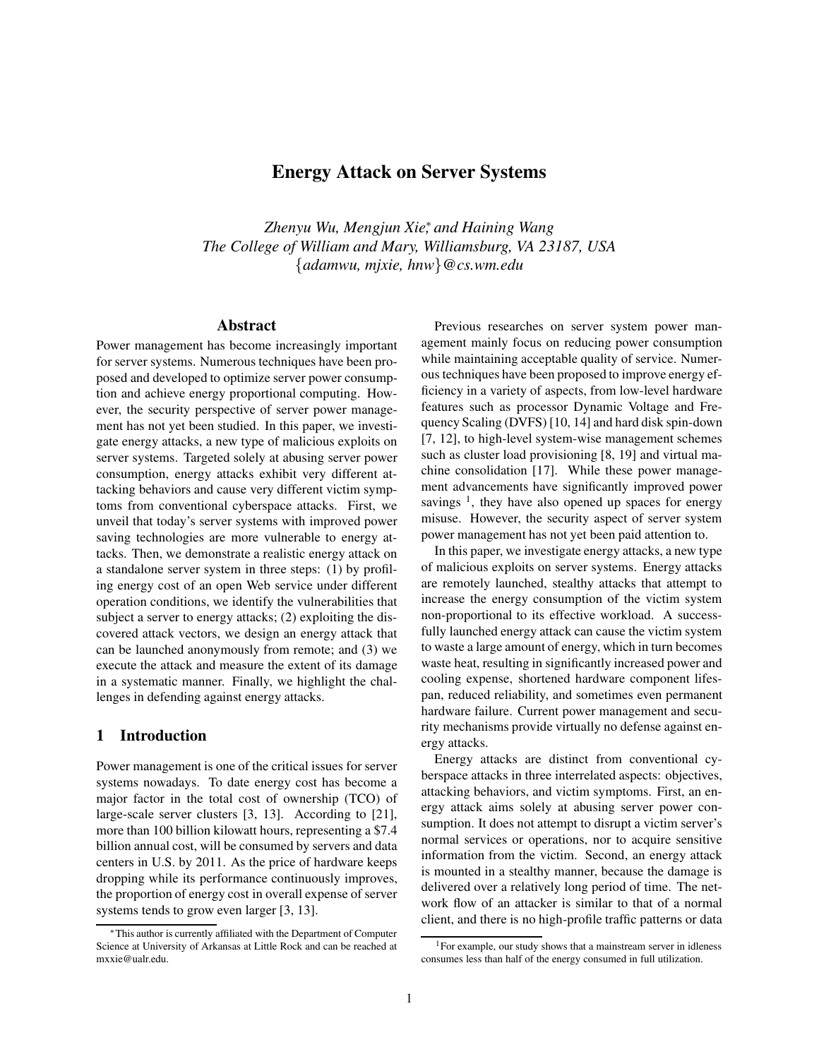# Energy Attack on Server Systems

*Zhenyu Wu, Mengjun Xie*,[*] *and Haining Wang*
*The College of William and Mary, Williamsburg, VA 23187, USA*
{*adamwu, mjxie, hnw*}*@cs.wm.edu*

## Abstract

Power management has become increasingly important for server systems. Numerous techniques have been proposed and developed to optimize server power consumption and achieve energy proportional computing. However, the security perspective of server power management has not yet been studied. In this paper, we investigate energy attacks, a new type of malicious exploits on server systems. Targeted solely at abusing server power consumption, energy attacks exhibit very different attacking behaviors and cause very different victim symptoms from conventional cyberspace attacks. First, we unveil that today's server systems with improved power saving technologies are more vulnerable to energy attacks. Then, we demonstrate a realistic energy attack on a standalone server system in three steps: (1) by profiling energy cost of an open Web service under different operation conditions, we identify the vulnerabilities that subject a server to energy attacks; (2) exploiting the discovered attack vectors, we design an energy attack that can be launched anonymously from remote; and (3) we execute the attack and measure the extent of its damage in a systematic manner. Finally, we highlight the challenges in defending against energy attacks.

## 1 Introduction

Power management is one of the critical issues for server systems nowadays. To date energy cost has become a major factor in the total cost of ownership (TCO) of large-scale server clusters [3, 13]. According to [21], more than 100 billion kilowatt hours, representing a $7.4 billion annual cost, will be consumed by servers and data centers in U.S. by 2011. As the price of hardware keeps dropping while its performance continuously improves, the proportion of energy cost in overall expense of server systems tends to grow even larger [3, 13].

Previous researches on server system power management mainly focus on reducing power consumption while maintaining acceptable quality of service. Numerous techniques have been proposed to improve energy efficiency in a variety of aspects, from low-level hardware features such as processor Dynamic Voltage and Frequency Scaling (DVFS) [10, 14] and hard disk spin-down [7, 12], to high-level system-wise management schemes such as cluster load provisioning [8, 19] and virtual machine consolidation [17]. While these power management advancements have significantly improved power savings [1], they have also opened up spaces for energy misuse. However, the security aspect of server system power management has not yet been paid attention to.

In this paper, we investigate energy attacks, a new type of malicious exploits on server systems. Energy attacks are remotely launched, stealthy attacks that attempt to increase the energy consumption of the victim system non-proportional to its effective workload. A successfully launched energy attack can cause the victim system to waste a large amount of energy, which in turn becomes waste heat, resulting in significantly increased power and cooling expense, shortened hardware component lifespan, reduced reliability, and sometimes even permanent hardware failure. Current power management and security mechanisms provide virtually no defense against energy attacks.

Energy attacks are distinct from conventional cyberspace attacks in three interrelated aspects: objectives, attacking behaviors, and victim symptoms. First, an energy attack aims solely at abusing server power consumption. It does not attempt to disrupt a victim server's normal services or operations, nor to acquire sensitive information from the victim. Second, an energy attack is mounted in a stealthy manner, because the damage is delivered over a relatively long period of time. The network flow of an attacker is similar to that of a normal client, and there is no high-profile traffic patterns or data

[*] This author is currently affiliated with the Department of Computer Science at University of Arkansas at Little Rock and can be reached at mxxie@ualr.edu.

[1] For example, our study shows that a mainstream server in idleness consumes less than half of the energy consumed in full utilization.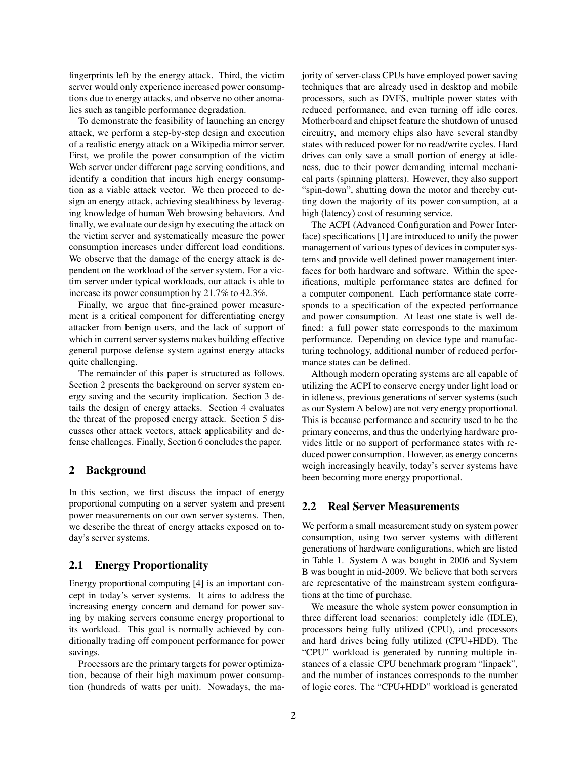fingerprints left by the energy attack. Third, the victim server would only experience increased power consumptions due to energy attacks, and observe no other anomalies such as tangible performance degradation.

To demonstrate the feasibility of launching an energy attack, we perform a step-by-step design and execution of a realistic energy attack on a Wikipedia mirror server. First, we profile the power consumption of the victim Web server under different page serving conditions, and identify a condition that incurs high energy consumption as a viable attack vector. We then proceed to design an energy attack, achieving stealthiness by leveraging knowledge of human Web browsing behaviors. And finally, we evaluate our design by executing the attack on the victim server and systematically measure the power consumption increases under different load conditions. We observe that the damage of the energy attack is dependent on the workload of the server system. For a victim server under typical workloads, our attack is able to increase its power consumption by 21.7% to 42.3%.

Finally, we argue that fine-grained power measurement is a critical component for differentiating energy attacker from benign users, and the lack of support of which in current server systems makes building effective general purpose defense system against energy attacks quite challenging.

The remainder of this paper is structured as follows. Section 2 presents the background on server system energy saving and the security implication. Section 3 details the design of energy attacks. Section 4 evaluates the threat of the proposed energy attack. Section 5 discusses other attack vectors, attack applicability and defense challenges. Finally, Section 6 concludes the paper.

## 2 Background

In this section, we first discuss the impact of energy proportional computing on a server system and present power measurements on our own server systems. Then, we describe the threat of energy attacks exposed on today's server systems.

### 2.1 Energy Proportionality

Energy proportional computing [4] is an important concept in today's server systems. It aims to address the increasing energy concern and demand for power saving by making servers consume energy proportional to its workload. This goal is normally achieved by conditionally trading off component performance for power savings.

Processors are the primary targets for power optimization, because of their high maximum power consumption (hundreds of watts per unit). Nowadays, the majority of server-class CPUs have employed power saving techniques that are already used in desktop and mobile processors, such as DVFS, multiple power states with reduced performance, and even turning off idle cores. Motherboard and chipset feature the shutdown of unused circuitry, and memory chips also have several standby states with reduced power for no read/write cycles. Hard drives can only save a small portion of energy at idleness, due to their power demanding internal mechanical parts (spinning platters). However, they also support "spin-down", shutting down the motor and thereby cutting down the majority of its power consumption, at a high (latency) cost of resuming service.

The ACPI (Advanced Configuration and Power Interface) specifications [1] are introduced to unify the power management of various types of devices in computer systems and provide well defined power management interfaces for both hardware and software. Within the specifications, multiple performance states are defined for a computer component. Each performance state corresponds to a specification of the expected performance and power consumption. At least one state is well defined: a full power state corresponds to the maximum performance. Depending on device type and manufacturing technology, additional number of reduced performance states can be defined.

Although modern operating systems are all capable of utilizing the ACPI to conserve energy under light load or in idleness, previous generations of server systems (such as our System A below) are not very energy proportional. This is because performance and security used to be the primary concerns, and thus the underlying hardware provides little or no support of performance states with reduced power consumption. However, as energy concerns weigh increasingly heavily, today's server systems have been becoming more energy proportional.

### 2.2 Real Server Measurements

We perform a small measurement study on system power consumption, using two server systems with different generations of hardware configurations, which are listed in Table 1. System A was bought in 2006 and System B was bought in mid-2009. We believe that both servers are representative of the mainstream system configurations at the time of purchase.

We measure the whole system power consumption in three different load scenarios: completely idle (IDLE), processors being fully utilized (CPU), and processors and hard drives being fully utilized (CPU+HDD). The "CPU" workload is generated by running multiple instances of a classic CPU benchmark program "linpack", and the number of instances corresponds to the number of logic cores. The "CPU+HDD" workload is generated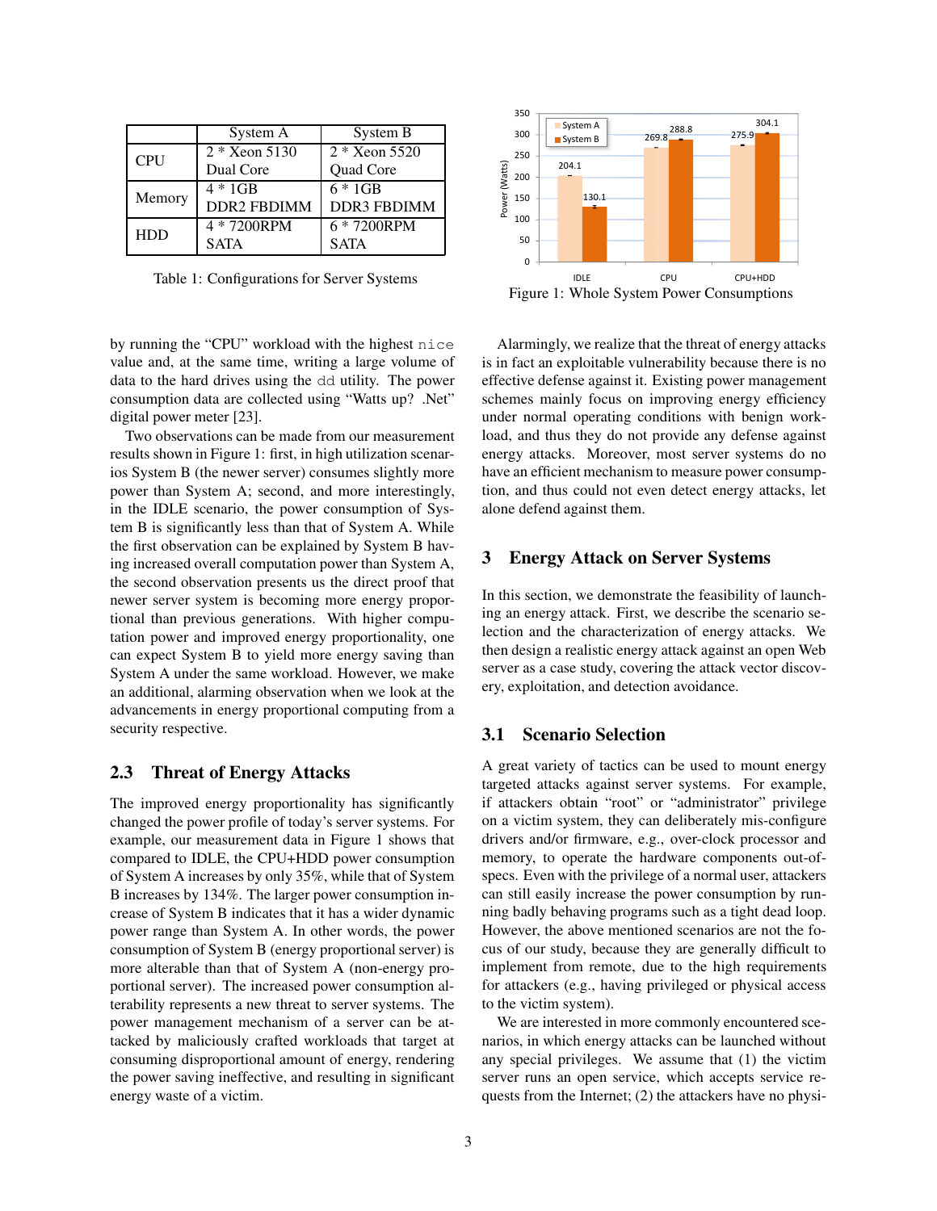| | System A | System B |
|---|---|---|
| CPU | 2 * Xeon 5130 Dual Core | 2 * Xeon 5520 Quad Core |
| Memory | 4 * 1GB DDR2 FBDIMM | 6 * 1GB DDR3 FBDIMM |
| HDD | 4 * 7200RPM SATA | 6 * 7200RPM SATA |

Table 1: Configurations for Server Systems

Figure 1: Whole System Power Consumptions

by running the “CPU” workload with the highest nice value and, at the same time, writing a large volume of data to the hard drives using the dd utility. The power consumption data are collected using “Watts up? .Net” digital power meter [23].

Two observations can be made from our measurement results shown in Figure 1: first, in high utilization scenarios System B (the newer server) consumes slightly more power than System A; second, and more interestingly, in the IDLE scenario, the power consumption of System B is significantly less than that of System A. While the first observation can be explained by System B having increased overall computation power than System A, the second observation presents us the direct proof that newer server system is becoming more energy proportional than previous generations. With higher computation power and improved energy proportionality, one can expect System B to yield more energy saving than System A under the same workload. However, we make an additional, alarming observation when we look at the advancements in energy proportional computing from a security respective.

## 2.3 Threat of Energy Attacks

The improved energy proportionality has significantly changed the power profile of today’s server systems. For example, our measurement data in Figure 1 shows that compared to IDLE, the CPU+HDD power consumption of System A increases by only 35%, while that of System B increases by 134%. The larger power consumption increase of System B indicates that it has a wider dynamic power range than System A. In other words, the power consumption of System B (energy proportional server) is more alterable than that of System A (non-energy proportional server). The increased power consumption alterability represents a new threat to server systems. The power management mechanism of a server can be attacked by maliciously crafted workloads that target at consuming disproportional amount of energy, rendering the power saving ineffective, and resulting in significant energy waste of a victim.

Alarmingly, we realize that the threat of energy attacks is in fact an exploitable vulnerability because there is no effective defense against it. Existing power management schemes mainly focus on improving energy efficiency under normal operating conditions with benign workload, and thus they do not provide any defense against energy attacks. Moreover, most server systems do no have an efficient mechanism to measure power consumption, and thus could not even detect energy attacks, let alone defend against them.

# 3 Energy Attack on Server Systems

In this section, we demonstrate the feasibility of launching an energy attack. First, we describe the scenario selection and the characterization of energy attacks. We then design a realistic energy attack against an open Web server as a case study, covering the attack vector discovery, exploitation, and detection avoidance.

## 3.1 Scenario Selection

A great variety of tactics can be used to mount energy targeted attacks against server systems. For example, if attackers obtain “root” or “administrator” privilege on a victim system, they can deliberately mis-configure drivers and/or firmware, e.g., over-clock processor and memory, to operate the hardware components out-of-specs. Even with the privilege of a normal user, attackers can still easily increase the power consumption by running badly behaving programs such as a tight dead loop. However, the above mentioned scenarios are not the focus of our study, because they are generally difficult to implement from remote, due to the high requirements for attackers (e.g., having privileged or physical access to the victim system).

We are interested in more commonly encountered scenarios, in which energy attacks can be launched without any special privileges. We assume that (1) the victim server runs an open service, which accepts service requests from the Internet; (2) the attackers have no physi-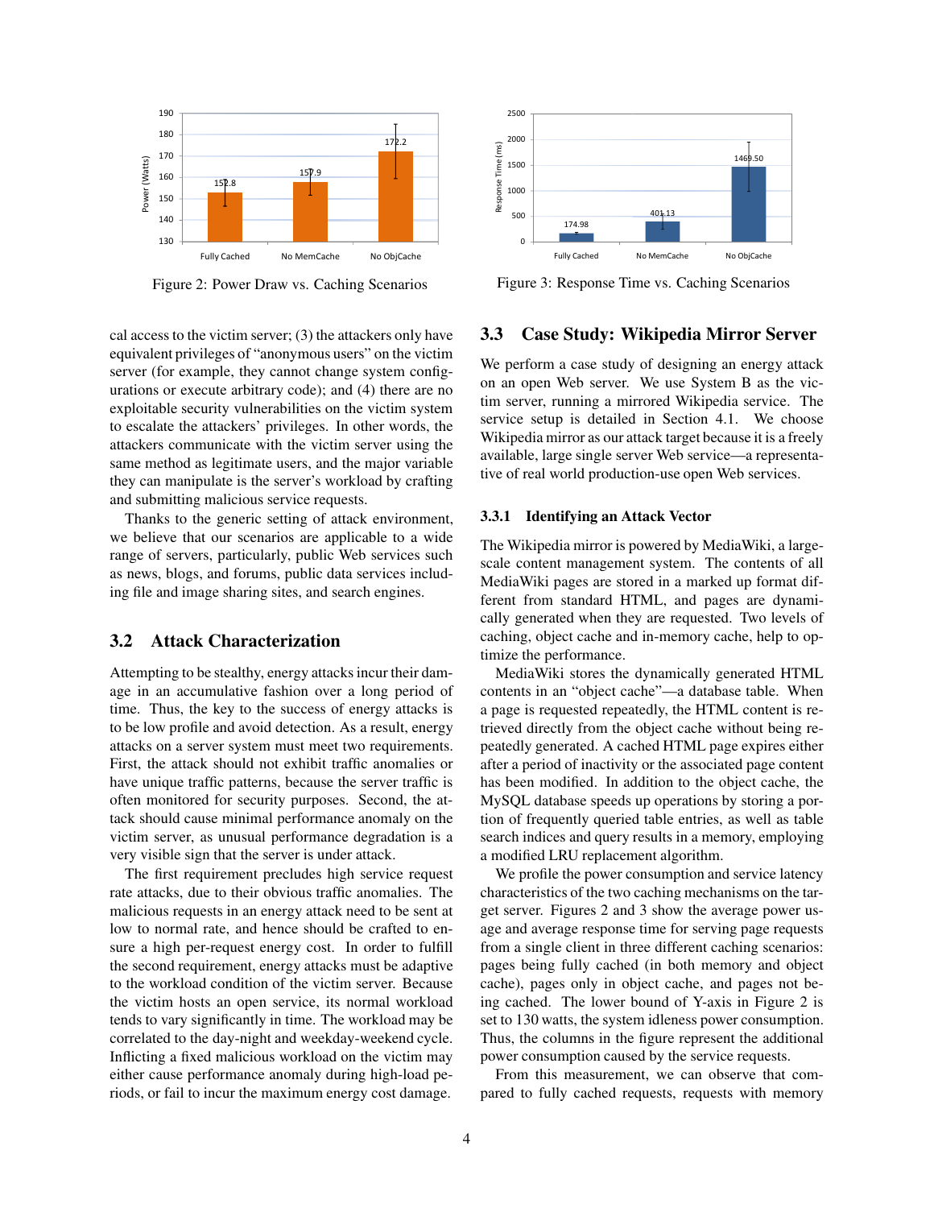Figure 2: Power Draw vs. Caching Scenarios

Figure 3: Response Time vs. Caching Scenarios

cal access to the victim server; (3) the attackers only have equivalent privileges of "anonymous users" on the victim server (for example, they cannot change system configurations or execute arbitrary code); and (4) there are no exploitable security vulnerabilities on the victim system to escalate the attackers' privileges. In other words, the attackers communicate with the victim server using the same method as legitimate users, and the major variable they can manipulate is the server's workload by crafting and submitting malicious service requests.

Thanks to the generic setting of attack environment, we believe that our scenarios are applicable to a wide range of servers, particularly, public Web services such as news, blogs, and forums, public data services including file and image sharing sites, and search engines.

## 3.2 Attack Characterization

Attempting to be stealthy, energy attacks incur their damage in an accumulative fashion over a long period of time. Thus, the key to the success of energy attacks is to be low profile and avoid detection. As a result, energy attacks on a server system must meet two requirements. First, the attack should not exhibit traffic anomalies or have unique traffic patterns, because the server traffic is often monitored for security purposes. Second, the attack should cause minimal performance anomaly on the victim server, as unusual performance degradation is a very visible sign that the server is under attack.

The first requirement precludes high service request rate attacks, due to their obvious traffic anomalies. The malicious requests in an energy attack need to be sent at low to normal rate, and hence should be crafted to ensure a high per-request energy cost. In order to fulfill the second requirement, energy attacks must be adaptive to the workload condition of the victim server. Because the victim hosts an open service, its normal workload tends to vary significantly in time. The workload may be correlated to the day-night and weekday-weekend cycle. Inflicting a fixed malicious workload on the victim may either cause performance anomaly during high-load periods, or fail to incur the maximum energy cost damage.

## 3.3 Case Study: Wikipedia Mirror Server

We perform a case study of designing an energy attack on an open Web server. We use System B as the victim server, running a mirrored Wikipedia service. The service setup is detailed in Section 4.1. We choose Wikipedia mirror as our attack target because it is a freely available, large single server Web service—a representative of real world production-use open Web services.

### 3.3.1 Identifying an Attack Vector

The Wikipedia mirror is powered by MediaWiki, a large-scale content management system. The contents of all MediaWiki pages are stored in a marked up format different from standard HTML, and pages are dynamically generated when they are requested. Two levels of caching, object cache and in-memory cache, help to optimize the performance.

MediaWiki stores the dynamically generated HTML contents in an "object cache"—a database table. When a page is requested repeatedly, the HTML content is retrieved directly from the object cache without being repeatedly generated. A cached HTML page expires either after a period of inactivity or the associated page content has been modified. In addition to the object cache, the MySQL database speeds up operations by storing a portion of frequently queried table entries, as well as table search indices and query results in a memory, employing a modified LRU replacement algorithm.

We profile the power consumption and service latency characteristics of the two caching mechanisms on the target server. Figures 2 and 3 show the average power usage and average response time for serving page requests from a single client in three different caching scenarios: pages being fully cached (in both memory and object cache), pages only in object cache, and pages not being cached. The lower bound of Y-axis in Figure 2 is set to 130 watts, the system idleness power consumption. Thus, the columns in the figure represent the additional power consumption caused by the service requests.

From this measurement, we can observe that compared to fully cached requests, requests with memory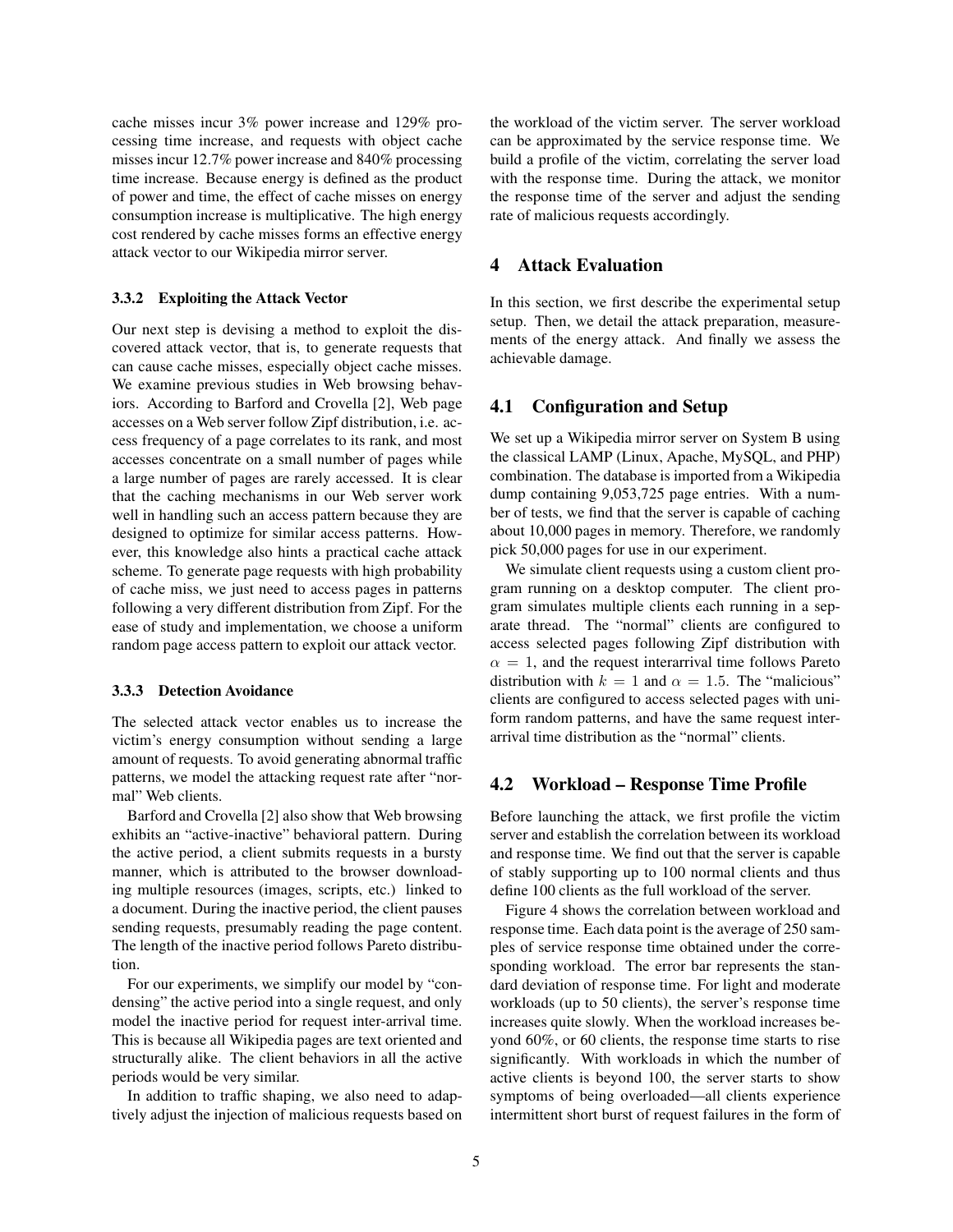cache misses incur 3% power increase and 129% processing time increase, and requests with object cache misses incur 12.7% power increase and 840% processing time increase. Because energy is defined as the product of power and time, the effect of cache misses on energy consumption increase is multiplicative. The high energy cost rendered by cache misses forms an effective energy attack vector to our Wikipedia mirror server.

#### 3.3.2 Exploiting the Attack Vector

Our next step is devising a method to exploit the discovered attack vector, that is, to generate requests that can cause cache misses, especially object cache misses. We examine previous studies in Web browsing behaviors. According to Barford and Crovella [2], Web page accesses on a Web server follow Zipf distribution, i.e. access frequency of a page correlates to its rank, and most accesses concentrate on a small number of pages while a large number of pages are rarely accessed. It is clear that the caching mechanisms in our Web server work well in handling such an access pattern because they are designed to optimize for similar access patterns. However, this knowledge also hints a practical cache attack scheme. To generate page requests with high probability of cache miss, we just need to access pages in patterns following a very different distribution from Zipf. For the ease of study and implementation, we choose a uniform random page access pattern to exploit our attack vector.

#### 3.3.3 Detection Avoidance

The selected attack vector enables us to increase the victim's energy consumption without sending a large amount of requests. To avoid generating abnormal traffic patterns, we model the attacking request rate after "normal" Web clients.

Barford and Crovella [2] also show that Web browsing exhibits an "active-inactive" behavioral pattern. During the active period, a client submits requests in a bursty manner, which is attributed to the browser downloading multiple resources (images, scripts, etc.) linked to a document. During the inactive period, the client pauses sending requests, presumably reading the page content. The length of the inactive period follows Pareto distribution.

For our experiments, we simplify our model by "condensing" the active period into a single request, and only model the inactive period for request inter-arrival time. This is because all Wikipedia pages are text oriented and structurally alike. The client behaviors in all the active periods would be very similar.

In addition to traffic shaping, we also need to adaptively adjust the injection of malicious requests based on the workload of the victim server. The server workload can be approximated by the service response time. We build a profile of the victim, correlating the server load with the response time. During the attack, we monitor the response time of the server and adjust the sending rate of malicious requests accordingly.

## 4 Attack Evaluation

In this section, we first describe the experimental setup setup. Then, we detail the attack preparation, measurements of the energy attack. And finally we assess the achievable damage.

### 4.1 Configuration and Setup

We set up a Wikipedia mirror server on System B using the classical LAMP (Linux, Apache, MySQL, and PHP) combination. The database is imported from a Wikipedia dump containing 9,053,725 page entries. With a number of tests, we find that the server is capable of caching about 10,000 pages in memory. Therefore, we randomly pick 50,000 pages for use in our experiment.

We simulate client requests using a custom client program running on a desktop computer. The client program simulates multiple clients each running in a separate thread. The "normal" clients are configured to access selected pages following Zipf distribution with $\alpha = 1$, and the request interarrival time follows Pareto distribution with $k = 1$ and $\alpha = 1.5$. The "malicious" clients are configured to access selected pages with uniform random patterns, and have the same request interarrival time distribution as the "normal" clients.

### 4.2 Workload – Response Time Profile

Before launching the attack, we first profile the victim server and establish the correlation between its workload and response time. We find out that the server is capable of stably supporting up to 100 normal clients and thus define 100 clients as the full workload of the server.

Figure 4 shows the correlation between workload and response time. Each data point is the average of 250 samples of service response time obtained under the corresponding workload. The error bar represents the standard deviation of response time. For light and moderate workloads (up to 50 clients), the server's response time increases quite slowly. When the workload increases beyond 60%, or 60 clients, the response time starts to rise significantly. With workloads in which the number of active clients is beyond 100, the server starts to show symptoms of being overloaded—all clients experience intermittent short burst of request failures in the form of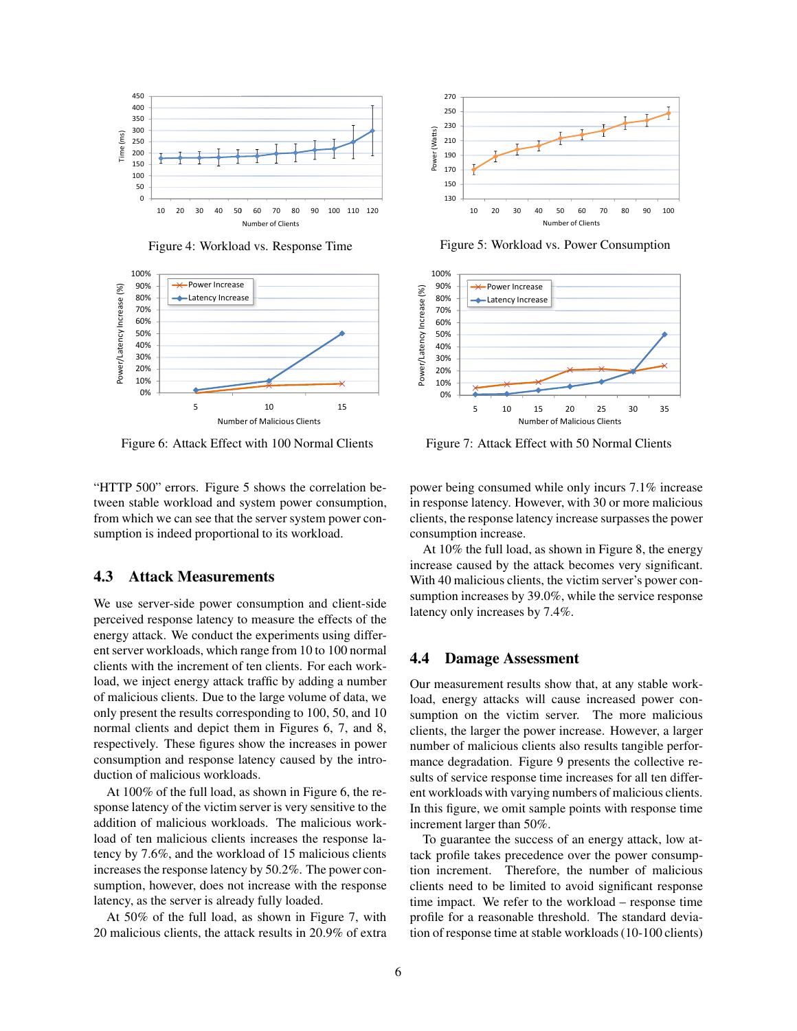Figure 4: Workload vs. Response Time

Figure 5: Workload vs. Power Consumption

Figure 6: Attack Effect with 100 Normal Clients

Figure 7: Attack Effect with 50 Normal Clients

"HTTP 500" errors. Figure 5 shows the correlation between stable workload and system power consumption, from which we can see that the server system power consumption is indeed proportional to its workload.

## 4.3 Attack Measurements

We use server-side power consumption and client-side perceived response latency to measure the effects of the energy attack. We conduct the experiments using different server workloads, which range from 10 to 100 normal clients with the increment of ten clients. For each workload, we inject energy attack traffic by adding a number of malicious clients. Due to the large volume of data, we only present the results corresponding to 100, 50, and 10 normal clients and depict them in Figures 6, 7, and 8, respectively. These figures show the increases in power consumption and response latency caused by the introduction of malicious workloads.

At 100% of the full load, as shown in Figure 6, the response latency of the victim server is very sensitive to the addition of malicious workloads. The malicious workload of ten malicious clients increases the response latency by 7.6%, and the workload of 15 malicious clients increases the response latency by 50.2%. The power consumption, however, does not increase with the response latency, as the server is already fully loaded.

At 50% of the full load, as shown in Figure 7, with 20 malicious clients, the attack results in 20.9% of extra power being consumed while only incurs 7.1% increase in response latency. However, with 30 or more malicious clients, the response latency increase surpasses the power consumption increase.

At 10% the full load, as shown in Figure 8, the energy increase caused by the attack becomes very significant. With 40 malicious clients, the victim server's power consumption increases by 39.0%, while the service response latency only increases by 7.4%.

## 4.4 Damage Assessment

Our measurement results show that, at any stable workload, energy attacks will cause increased power consumption on the victim server. The more malicious clients, the larger the power increase. However, a larger number of malicious clients also results tangible performance degradation. Figure 9 presents the collective results of service response time increases for all ten different workloads with varying numbers of malicious clients. In this figure, we omit sample points with response time increment larger than 50%.

To guarantee the success of an energy attack, low attack profile takes precedence over the power consumption increment. Therefore, the number of malicious clients need to be limited to avoid significant response time impact. We refer to the workload – response time profile for a reasonable threshold. The standard deviation of response time at stable workloads (10-100 clients)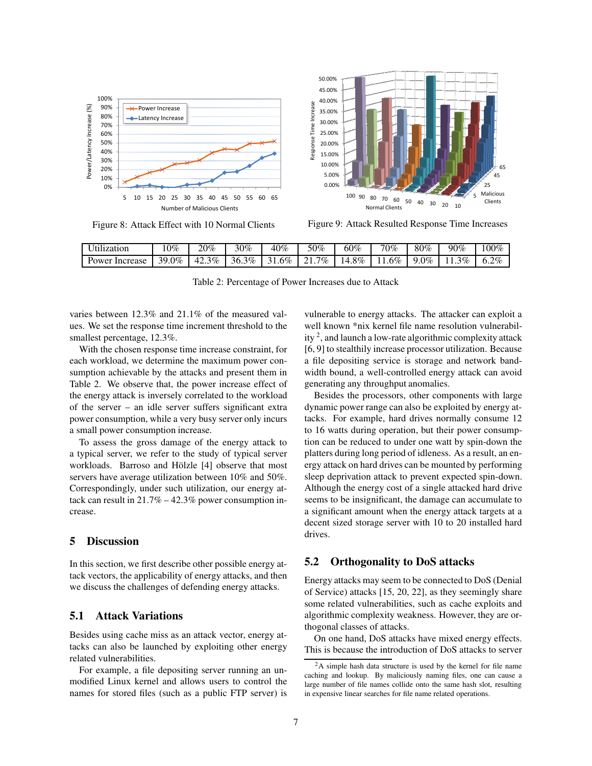Figure 8: Attack Effect with 10 Normal Clients

Figure 9: Attack Resulted Response Time Increases

| Utilization | 10% | 20% | 30% | 40% | 50% | 60% | 70% | 80% | 90% | 100% |
|---|---|---|---|---|---|---|---|---|---|---|
| Power Increase | 39.0% | 42.3% | 36.3% | 31.6% | 21.7% | 14.8% | 11.6% | 9.0% | 11.3% | 6.2% |

Table 2: Percentage of Power Increases due to Attack

varies between 12.3% and 21.1% of the measured values. We set the response time increment threshold to the smallest percentage, 12.3%.

With the chosen response time increase constraint, for each workload, we determine the maximum power consumption achievable by the attacks and present them in Table 2. We observe that, the power increase effect of the energy attack is inversely correlated to the workload of the server – an idle server suffers significant extra power consumption, while a very busy server only incurs a small power consumption increase.

To assess the gross damage of the energy attack to a typical server, we refer to the study of typical server workloads. Barroso and Hölzle [4] observe that most servers have average utilization between 10% and 50%. Correspondingly, under such utilization, our energy attack can result in 21.7% – 42.3% power consumption increase.

## 5 Discussion

In this section, we first describe other possible energy attack vectors, the applicability of energy attacks, and then we discuss the challenges of defending energy attacks.

### 5.1 Attack Variations

Besides using cache miss as an attack vector, energy attacks can also be launched by exploiting other energy related vulnerabilities.

For example, a file depositing server running an unmodified Linux kernel and allows users to control the names for stored files (such as a public FTP server) is vulnerable to energy attacks. The attacker can exploit a well known *nix kernel file name resolution vulnerability [2], and launch a low-rate algorithmic complexity attack [6, 9] to stealthily increase processor utilization. Because a file depositing service is storage and network bandwidth bound, a well-controlled energy attack can avoid generating any throughput anomalies.

Besides the processors, other components with large dynamic power range can also be exploited by energy attacks. For example, hard drives normally consume 12 to 16 watts during operation, but their power consumption can be reduced to under one watt by spin-down the platters during long period of idleness. As a result, an energy attack on hard drives can be mounted by performing sleep deprivation attack to prevent expected spin-down. Although the energy cost of a single attacked hard drive seems to be insignificant, the damage can accumulate to a significant amount when the energy attack targets at a decent sized storage server with 10 to 20 installed hard drives.

### 5.2 Orthogonality to DoS attacks

Energy attacks may seem to be connected to DoS (Denial of Service) attacks [15, 20, 22], as they seemingly share some related vulnerabilities, such as cache exploits and algorithmic complexity weakness. However, they are orthogonal classes of attacks.

On one hand, DoS attacks have mixed energy effects. This is because the introduction of DoS attacks to server

[2] A simple hash data structure is used by the kernel for file name caching and lookup. By maliciously naming files, one can cause a large number of file names collide onto the same hash slot, resulting in expensive linear searches for file name related operations.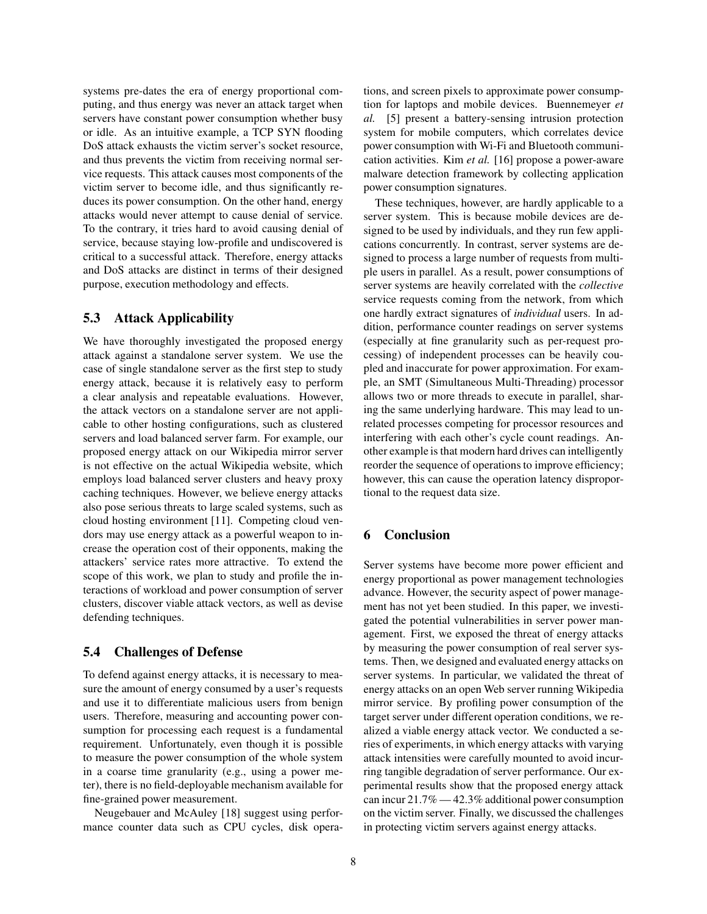systems pre-dates the era of energy proportional computing, and thus energy was never an attack target when servers have constant power consumption whether busy or idle. As an intuitive example, a TCP SYN flooding DoS attack exhausts the victim server's socket resource, and thus prevents the victim from receiving normal service requests. This attack causes most components of the victim server to become idle, and thus significantly reduces its power consumption. On the other hand, energy attacks would never attempt to cause denial of service. To the contrary, it tries hard to avoid causing denial of service, because staying low-profile and undiscovered is critical to a successful attack. Therefore, energy attacks and DoS attacks are distinct in terms of their designed purpose, execution methodology and effects.

### 5.3 Attack Applicability

We have thoroughly investigated the proposed energy attack against a standalone server system. We use the case of single standalone server as the first step to study energy attack, because it is relatively easy to perform a clear analysis and repeatable evaluations. However, the attack vectors on a standalone server are not applicable to other hosting configurations, such as clustered servers and load balanced server farm. For example, our proposed energy attack on our Wikipedia mirror server is not effective on the actual Wikipedia website, which employs load balanced server clusters and heavy proxy caching techniques. However, we believe energy attacks also pose serious threats to large scaled systems, such as cloud hosting environment [11]. Competing cloud vendors may use energy attack as a powerful weapon to increase the operation cost of their opponents, making the attackers' service rates more attractive. To extend the scope of this work, we plan to study and profile the interactions of workload and power consumption of server clusters, discover viable attack vectors, as well as devise defending techniques.

### 5.4 Challenges of Defense

To defend against energy attacks, it is necessary to measure the amount of energy consumed by a user's requests and use it to differentiate malicious users from benign users. Therefore, measuring and accounting power consumption for processing each request is a fundamental requirement. Unfortunately, even though it is possible to measure the power consumption of the whole system in a coarse time granularity (e.g., using a power meter), there is no field-deployable mechanism available for fine-grained power measurement.

Neugebauer and McAuley [18] suggest using performance counter data such as CPU cycles, disk operations, and screen pixels to approximate power consumption for laptops and mobile devices. Buennemeyer *et al.* [5] present a battery-sensing intrusion protection system for mobile computers, which correlates device power consumption with Wi-Fi and Bluetooth communication activities. Kim *et al.* [16] propose a power-aware malware detection framework by collecting application power consumption signatures.

These techniques, however, are hardly applicable to a server system. This is because mobile devices are designed to be used by individuals, and they run few applications concurrently. In contrast, server systems are designed to process a large number of requests from multiple users in parallel. As a result, power consumptions of server systems are heavily correlated with the *collective* service requests coming from the network, from which one hardly extract signatures of *individual* users. In addition, performance counter readings on server systems (especially at fine granularity such as per-request processing) of independent processes can be heavily coupled and inaccurate for power approximation. For example, an SMT (Simultaneous Multi-Threading) processor allows two or more threads to execute in parallel, sharing the same underlying hardware. This may lead to unrelated processes competing for processor resources and interfering with each other's cycle count readings. Another example is that modern hard drives can intelligently reorder the sequence of operations to improve efficiency; however, this can cause the operation latency disproportional to the request data size.

## 6 Conclusion

Server systems have become more power efficient and energy proportional as power management technologies advance. However, the security aspect of power management has not yet been studied. In this paper, we investigated the potential vulnerabilities in server power management. First, we exposed the threat of energy attacks by measuring the power consumption of real server systems. Then, we designed and evaluated energy attacks on server systems. In particular, we validated the threat of energy attacks on an open Web server running Wikipedia mirror service. By profiling power consumption of the target server under different operation conditions, we realized a viable energy attack vector. We conducted a series of experiments, in which energy attacks with varying attack intensities were carefully mounted to avoid incurring tangible degradation of server performance. Our experimental results show that the proposed energy attack can incur 21.7% — 42.3% additional power consumption on the victim server. Finally, we discussed the challenges in protecting victim servers against energy attacks.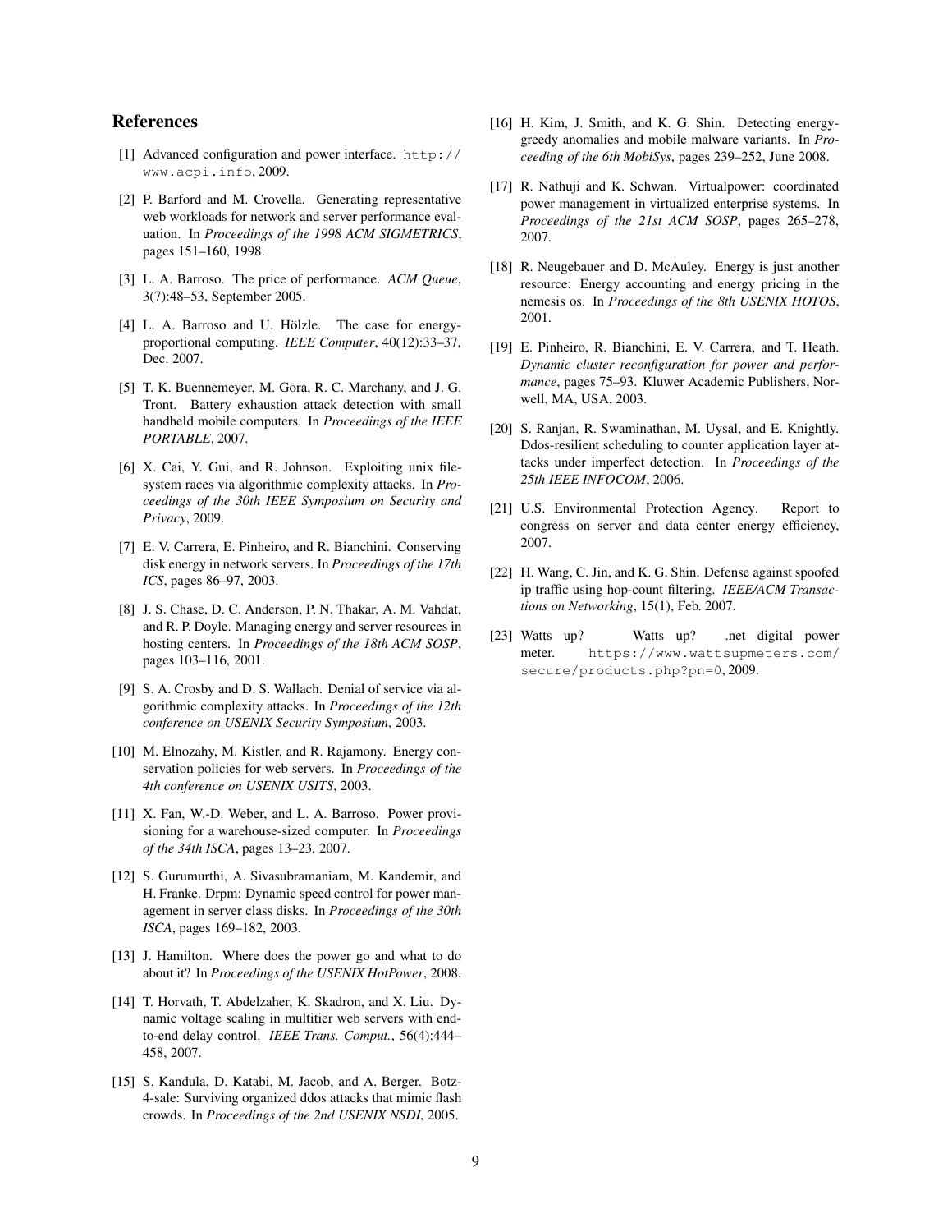## References

[1] Advanced configuration and power interface. `http://www.acpi.info`, 2009.

[2] P. Barford and M. Crovella. Generating representative web workloads for network and server performance evaluation. In *Proceedings of the 1998 ACM SIGMETRICS*, pages 151–160, 1998.

[3] L. A. Barroso. The price of performance. *ACM Queue*, 3(7):48–53, September 2005.

[4] L. A. Barroso and U. Hölzle. The case for energy-proportional computing. *IEEE Computer*, 40(12):33–37, Dec. 2007.

[5] T. K. Buennemeyer, M. Gora, R. C. Marchany, and J. G. Tront. Battery exhaustion attack detection with small handheld mobile computers. In *Proceedings of the IEEE PORTABLE*, 2007.

[6] X. Cai, Y. Gui, and R. Johnson. Exploiting unix file-system races via algorithmic complexity attacks. In *Proceedings of the 30th IEEE Symposium on Security and Privacy*, 2009.

[7] E. V. Carrera, E. Pinheiro, and R. Bianchini. Conserving disk energy in network servers. In *Proceedings of the 17th ICS*, pages 86–97, 2003.

[8] J. S. Chase, D. C. Anderson, P. N. Thakar, A. M. Vahdat, and R. P. Doyle. Managing energy and server resources in hosting centers. In *Proceedings of the 18th ACM SOSP*, pages 103–116, 2001.

[9] S. A. Crosby and D. S. Wallach. Denial of service via algorithmic complexity attacks. In *Proceedings of the 12th conference on USENIX Security Symposium*, 2003.

[10] M. Elnozahy, M. Kistler, and R. Rajamony. Energy conservation policies for web servers. In *Proceedings of the 4th conference on USENIX USITS*, 2003.

[11] X. Fan, W.-D. Weber, and L. A. Barroso. Power provisioning for a warehouse-sized computer. In *Proceedings of the 34th ISCA*, pages 13–23, 2007.

[12] S. Gurumurthi, A. Sivasubramaniam, M. Kandemir, and H. Franke. Drpm: Dynamic speed control for power management in server class disks. In *Proceedings of the 30th ISCA*, pages 169–182, 2003.

[13] J. Hamilton. Where does the power go and what to do about it? In *Proceedings of the USENIX HotPower*, 2008.

[14] T. Horvath, T. Abdelzaher, K. Skadron, and X. Liu. Dynamic voltage scaling in multitier web servers with end-to-end delay control. *IEEE Trans. Comput.*, 56(4):444–458, 2007.

[15] S. Kandula, D. Katabi, M. Jacob, and A. Berger. Botz-4-sale: Surviving organized ddos attacks that mimic flash crowds. In *Proceedings of the 2nd USENIX NSDI*, 2005.

[16] H. Kim, J. Smith, and K. G. Shin. Detecting energy-greedy anomalies and mobile malware variants. In *Proceeding of the 6th MobiSys*, pages 239–252, June 2008.

[17] R. Nathuji and K. Schwan. Virtualpower: coordinated power management in virtualized enterprise systems. In *Proceedings of the 21st ACM SOSP*, pages 265–278, 2007.

[18] R. Neugebauer and D. McAuley. Energy is just another resource: Energy accounting and energy pricing in the nemesis os. In *Proceedings of the 8th USENIX HOTOS*, 2001.

[19] E. Pinheiro, R. Bianchini, E. V. Carrera, and T. Heath. *Dynamic cluster reconfiguration for power and performance*, pages 75–93. Kluwer Academic Publishers, Norwell, MA, USA, 2003.

[20] S. Ranjan, R. Swaminathan, M. Uysal, and E. Knightly. Ddos-resilient scheduling to counter application layer attacks under imperfect detection. In *Proceedings of the 25th IEEE INFOCOM*, 2006.

[21] U.S. Environmental Protection Agency. Report to congress on server and data center energy efficiency, 2007.

[22] H. Wang, C. Jin, and K. G. Shin. Defense against spoofed ip traffic using hop-count filtering. *IEEE/ACM Transactions on Networking*, 15(1), Feb. 2007.

[23] Watts up? Watts up? .net digital power meter. `https://www.wattsupmeters.com/secure/products.php?pn=0`, 2009.